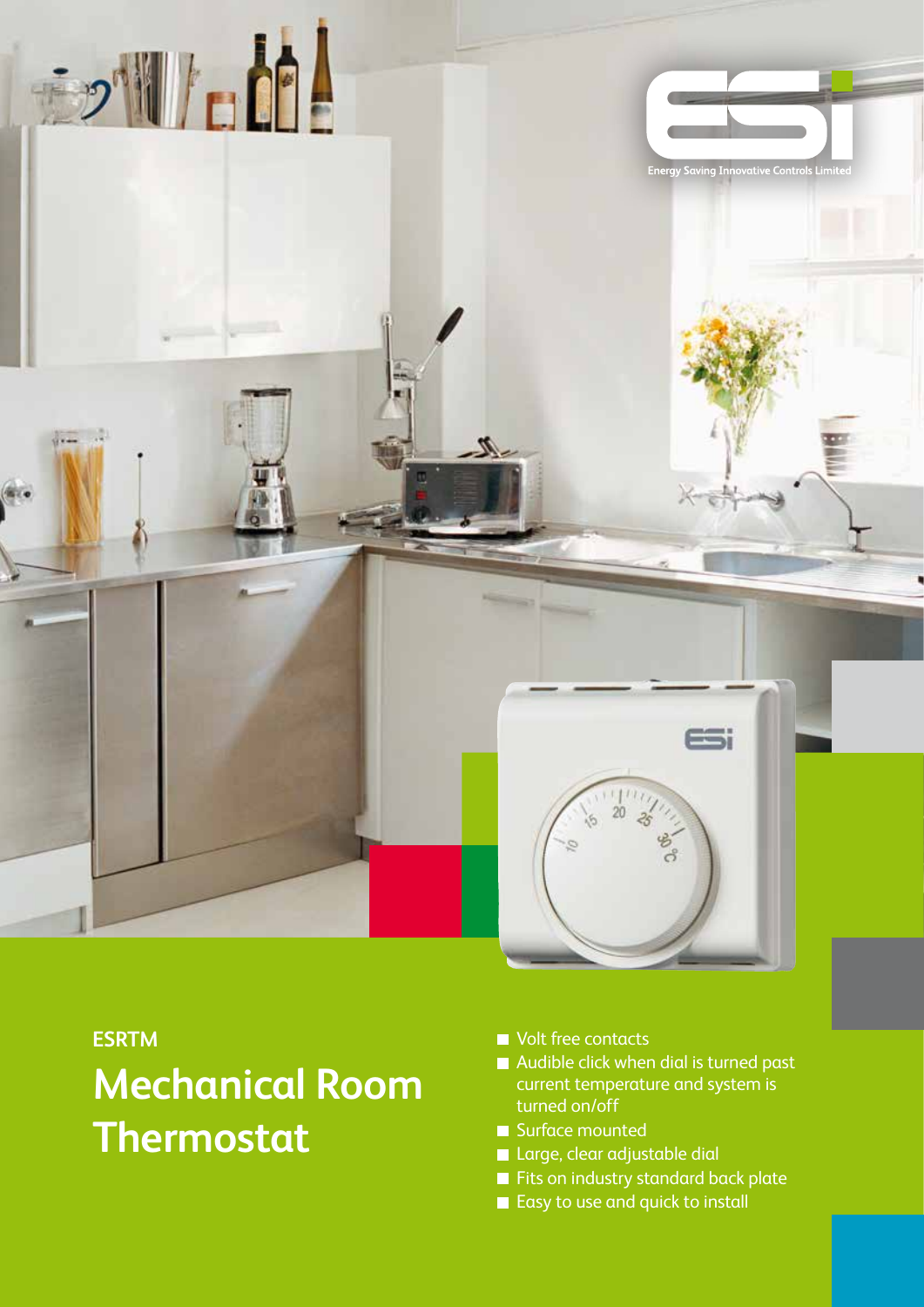Energy Saving Innovative Controls Limited

**ESRTM**

# Mechanical Room Thermostat

- Volt free contacts
- Audible click when dial is turned past current temperature and system is turned on/off
- Surface mounted
- Large, clear adjustable dial
- Fits on industry standard back plate
- Easy to use and quick to install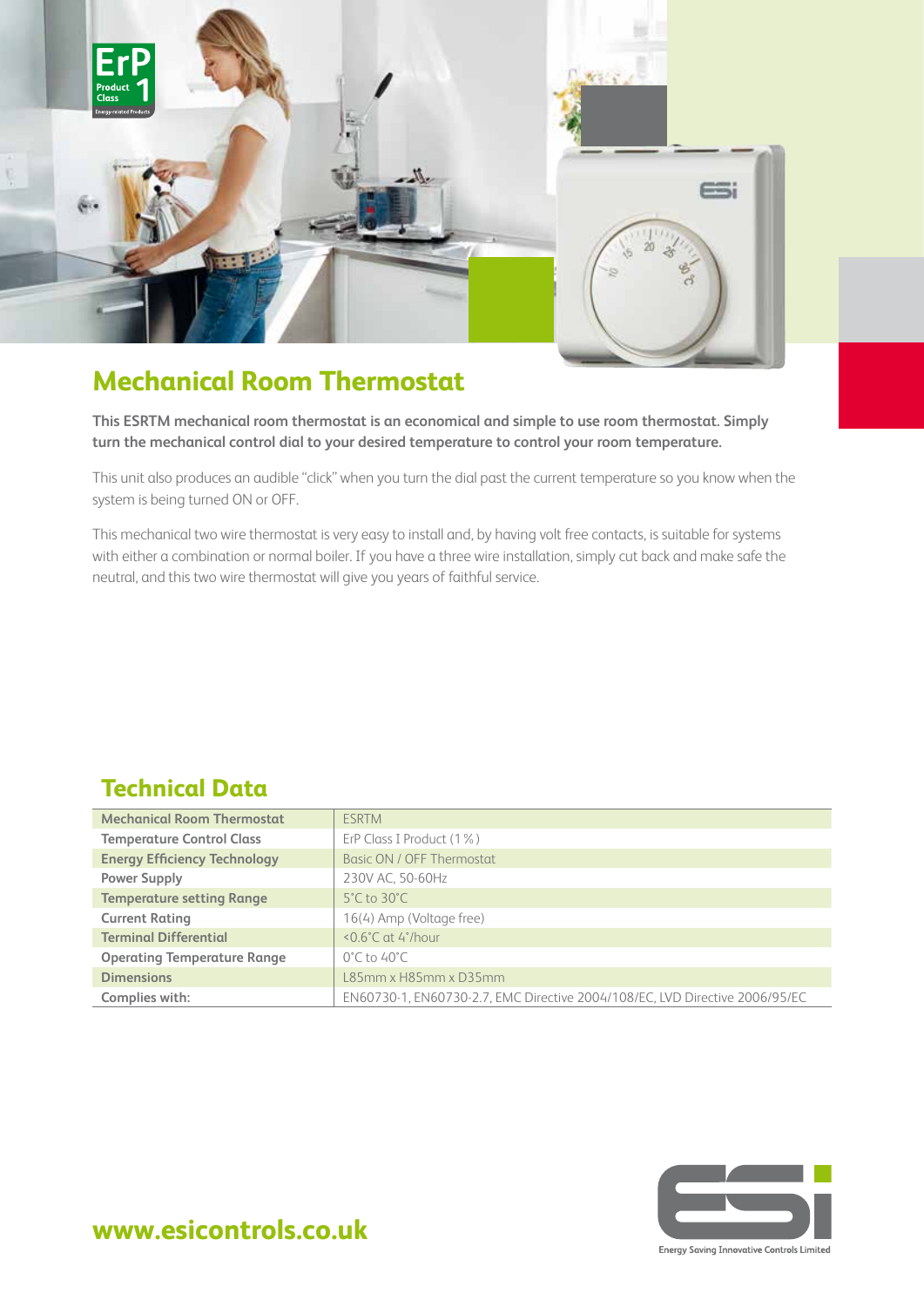## Mechanical Room Thermostat

**This ESRTM mechanical room thermostat is an economical and simple to use room thermostat. Simply turn the mechanical control dial to your desired temperature to control your room temperature.**

This unit also produces an audible "click" when you turn the dial past the current temperature so you know when the system is being turned ON or OFF.

This mechanical two wire thermostat is very easy to install and, by having volt free contacts, is suitable for systems with either a combination or normal boiler. If you have a three wire installation, simply cut back and make safe the neutral, and this two wire thermostat will give you years of faithful service.

## Technical Data

| | |
|---|---|
| **Mechanical Room Thermostat** | ESRTM |
| **Temperature Control Class** | ErP Class I Product (1%) |
| **Energy Efficiency Technology** | Basic ON / OFF Thermostat |
| **Power Supply** | 230V AC, 50-60Hz |
| **Temperature setting Range** | 5°C to 30°C |
| **Current Rating** | 16(4) Amp (Voltage free) |
| **Terminal Differential** | <0.6°C at 4°/hour |
| **Operating Temperature Range** | 0°C to 40°C |
| **Dimensions** | L85mm x H85mm x D35mm |
| **Complies with:** | EN60730-1, EN60730-2.7, EMC Directive 2004/108/EC, LVD Directive 2006/95/EC |

**www.esicontrols.co.uk**

Energy Saving Innovative Controls Limited